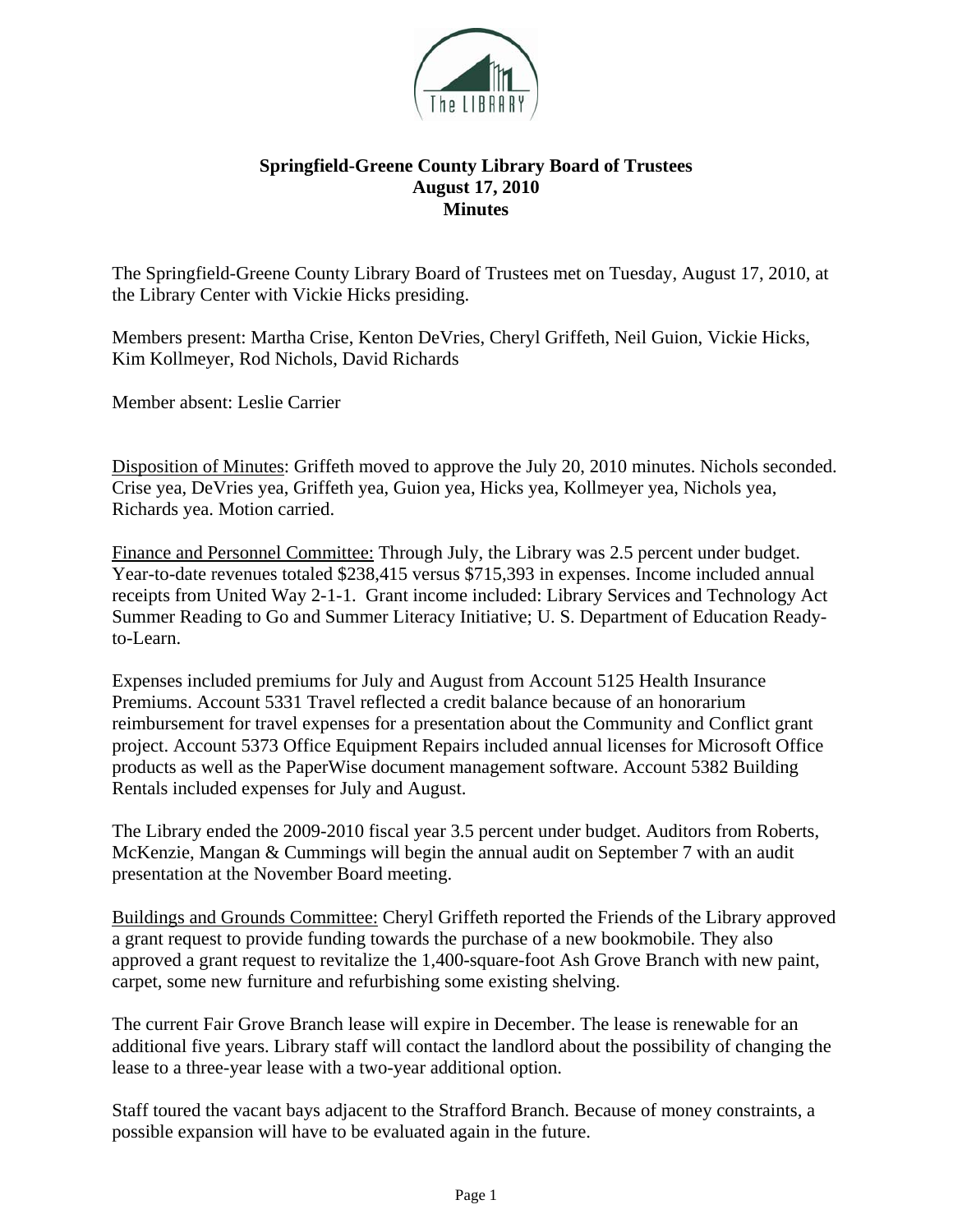# Springfield-Greene County Library Board of Trustees
## August 17, 2010
## Minutes

The Springfield-Greene County Library Board of Trustees met on Tuesday, August 17, 2010, at the Library Center with Vickie Hicks presiding.

Members present: Martha Crise, Kenton DeVries, Cheryl Griffeth, Neil Guion, Vickie Hicks, Kim Kollmeyer, Rod Nichols, David Richards

Member absent: Leslie Carrier

Disposition of Minutes: Griffeth moved to approve the July 20, 2010 minutes. Nichols seconded. Crise yea, DeVries yea, Griffeth yea, Guion yea, Hicks yea, Kollmeyer yea, Nichols yea, Richards yea. Motion carried.

Finance and Personnel Committee: Through July, the Library was 2.5 percent under budget. Year-to-date revenues totaled $238,415 versus $715,393 in expenses. Income included annual receipts from United Way 2-1-1. Grant income included: Library Services and Technology Act Summer Reading to Go and Summer Literacy Initiative; U. S. Department of Education Ready-to-Learn.

Expenses included premiums for July and August from Account 5125 Health Insurance Premiums. Account 5331 Travel reflected a credit balance because of an honorarium reimbursement for travel expenses for a presentation about the Community and Conflict grant project. Account 5373 Office Equipment Repairs included annual licenses for Microsoft Office products as well as the PaperWise document management software. Account 5382 Building Rentals included expenses for July and August.

The Library ended the 2009-2010 fiscal year 3.5 percent under budget. Auditors from Roberts, McKenzie, Mangan & Cummings will begin the annual audit on September 7 with an audit presentation at the November Board meeting.

Buildings and Grounds Committee: Cheryl Griffeth reported the Friends of the Library approved a grant request to provide funding towards the purchase of a new bookmobile. They also approved a grant request to revitalize the 1,400-square-foot Ash Grove Branch with new paint, carpet, some new furniture and refurbishing some existing shelving.

The current Fair Grove Branch lease will expire in December. The lease is renewable for an additional five years. Library staff will contact the landlord about the possibility of changing the lease to a three-year lease with a two-year additional option.

Staff toured the vacant bays adjacent to the Strafford Branch. Because of money constraints, a possible expansion will have to be evaluated again in the future.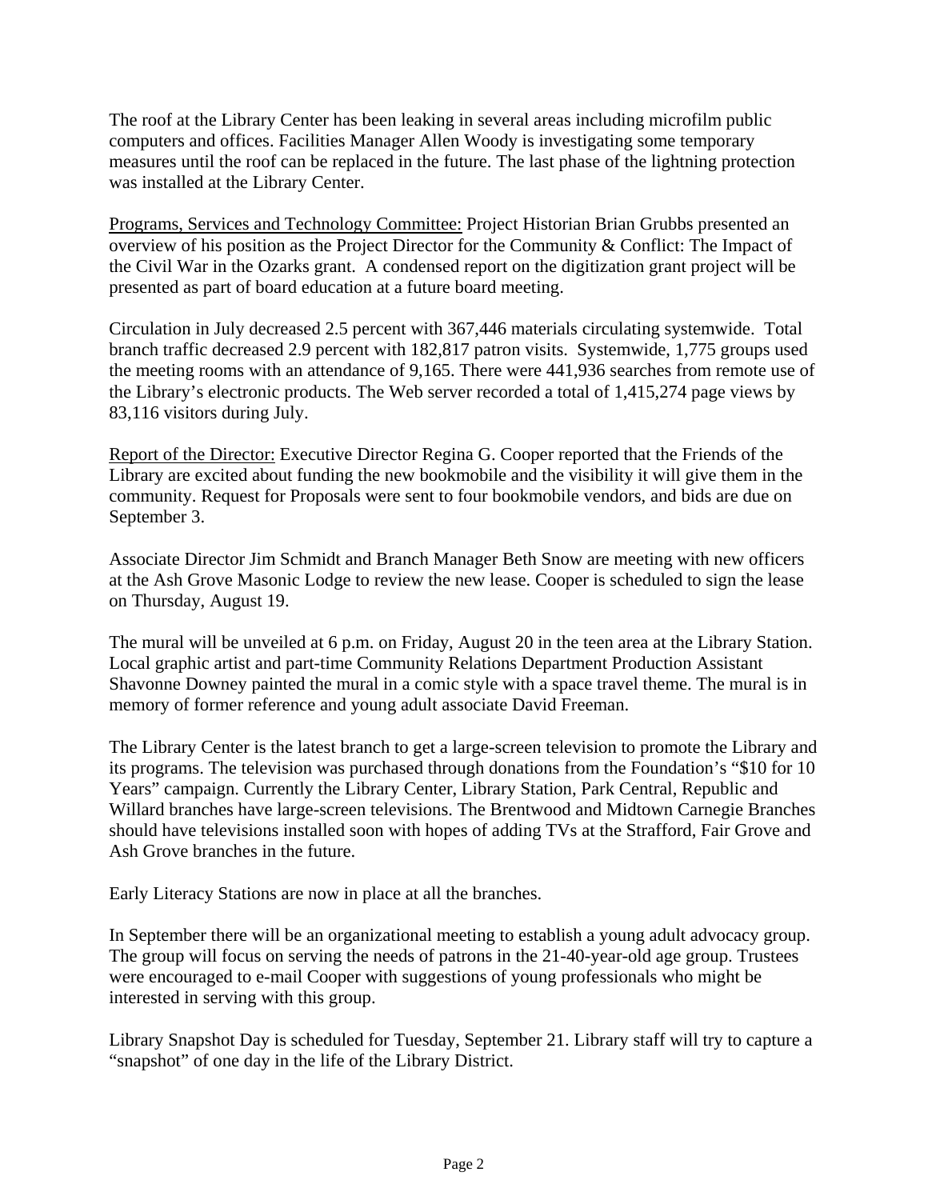The roof at the Library Center has been leaking in several areas including microfilm public computers and offices. Facilities Manager Allen Woody is investigating some temporary measures until the roof can be replaced in the future. The last phase of the lightning protection was installed at the Library Center.

Programs, Services and Technology Committee: Project Historian Brian Grubbs presented an overview of his position as the Project Director for the Community & Conflict: The Impact of the Civil War in the Ozarks grant. A condensed report on the digitization grant project will be presented as part of board education at a future board meeting.

Circulation in July decreased 2.5 percent with 367,446 materials circulating systemwide. Total branch traffic decreased 2.9 percent with 182,817 patron visits. Systemwide, 1,775 groups used the meeting rooms with an attendance of 9,165. There were 441,936 searches from remote use of the Library's electronic products. The Web server recorded a total of 1,415,274 page views by 83,116 visitors during July.

Report of the Director: Executive Director Regina G. Cooper reported that the Friends of the Library are excited about funding the new bookmobile and the visibility it will give them in the community. Request for Proposals were sent to four bookmobile vendors, and bids are due on September 3.

Associate Director Jim Schmidt and Branch Manager Beth Snow are meeting with new officers at the Ash Grove Masonic Lodge to review the new lease. Cooper is scheduled to sign the lease on Thursday, August 19.

The mural will be unveiled at 6 p.m. on Friday, August 20 in the teen area at the Library Station. Local graphic artist and part-time Community Relations Department Production Assistant Shavonne Downey painted the mural in a comic style with a space travel theme. The mural is in memory of former reference and young adult associate David Freeman.

The Library Center is the latest branch to get a large-screen television to promote the Library and its programs. The television was purchased through donations from the Foundation's "$10 for 10 Years" campaign. Currently the Library Center, Library Station, Park Central, Republic and Willard branches have large-screen televisions. The Brentwood and Midtown Carnegie Branches should have televisions installed soon with hopes of adding TVs at the Strafford, Fair Grove and Ash Grove branches in the future.

Early Literacy Stations are now in place at all the branches.

In September there will be an organizational meeting to establish a young adult advocacy group. The group will focus on serving the needs of patrons in the 21-40-year-old age group. Trustees were encouraged to e-mail Cooper with suggestions of young professionals who might be interested in serving with this group.

Library Snapshot Day is scheduled for Tuesday, September 21. Library staff will try to capture a "snapshot" of one day in the life of the Library District.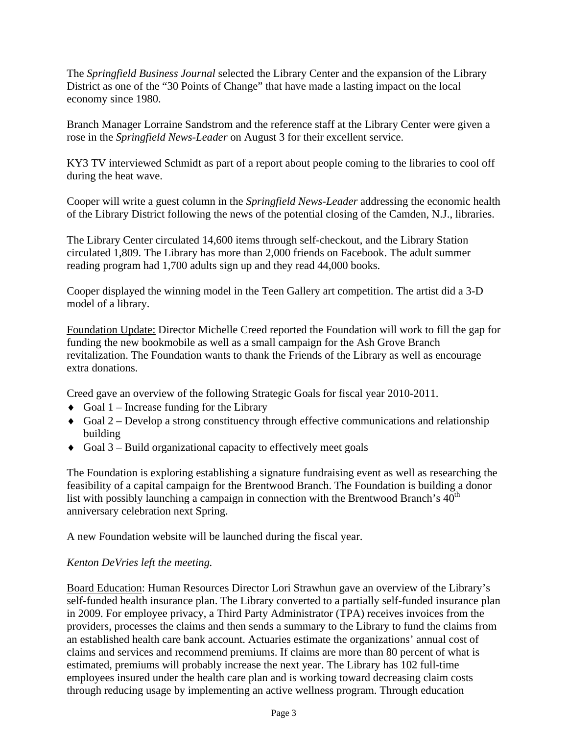The *Springfield Business Journal* selected the Library Center and the expansion of the Library District as one of the "30 Points of Change" that have made a lasting impact on the local economy since 1980.

Branch Manager Lorraine Sandstrom and the reference staff at the Library Center were given a rose in the *Springfield News-Leader* on August 3 for their excellent service.

KY3 TV interviewed Schmidt as part of a report about people coming to the libraries to cool off during the heat wave.

Cooper will write a guest column in the *Springfield News-Leader* addressing the economic health of the Library District following the news of the potential closing of the Camden, N.J., libraries.

The Library Center circulated 14,600 items through self-checkout, and the Library Station circulated 1,809. The Library has more than 2,000 friends on Facebook. The adult summer reading program had 1,700 adults sign up and they read 44,000 books.

Cooper displayed the winning model in the Teen Gallery art competition. The artist did a 3-D model of a library.

<u>Foundation Update:</u> Director Michelle Creed reported the Foundation will work to fill the gap for funding the new bookmobile as well as a small campaign for the Ash Grove Branch revitalization. The Foundation wants to thank the Friends of the Library as well as encourage extra donations.

Creed gave an overview of the following Strategic Goals for fiscal year 2010-2011.

- Goal 1 – Increase funding for the Library
- Goal 2 – Develop a strong constituency through effective communications and relationship building
- Goal 3 – Build organizational capacity to effectively meet goals

The Foundation is exploring establishing a signature fundraising event as well as researching the feasibility of a capital campaign for the Brentwood Branch. The Foundation is building a donor list with possibly launching a campaign in connection with the Brentwood Branch's 40th anniversary celebration next Spring.

A new Foundation website will be launched during the fiscal year.

*Kenton DeVries left the meeting.*

<u>Board Education</u>: Human Resources Director Lori Strawhun gave an overview of the Library's self-funded health insurance plan. The Library converted to a partially self-funded insurance plan in 2009. For employee privacy, a Third Party Administrator (TPA) receives invoices from the providers, processes the claims and then sends a summary to the Library to fund the claims from an established health care bank account. Actuaries estimate the organizations' annual cost of claims and services and recommend premiums. If claims are more than 80 percent of what is estimated, premiums will probably increase the next year. The Library has 102 full-time employees insured under the health care plan and is working toward decreasing claim costs through reducing usage by implementing an active wellness program. Through education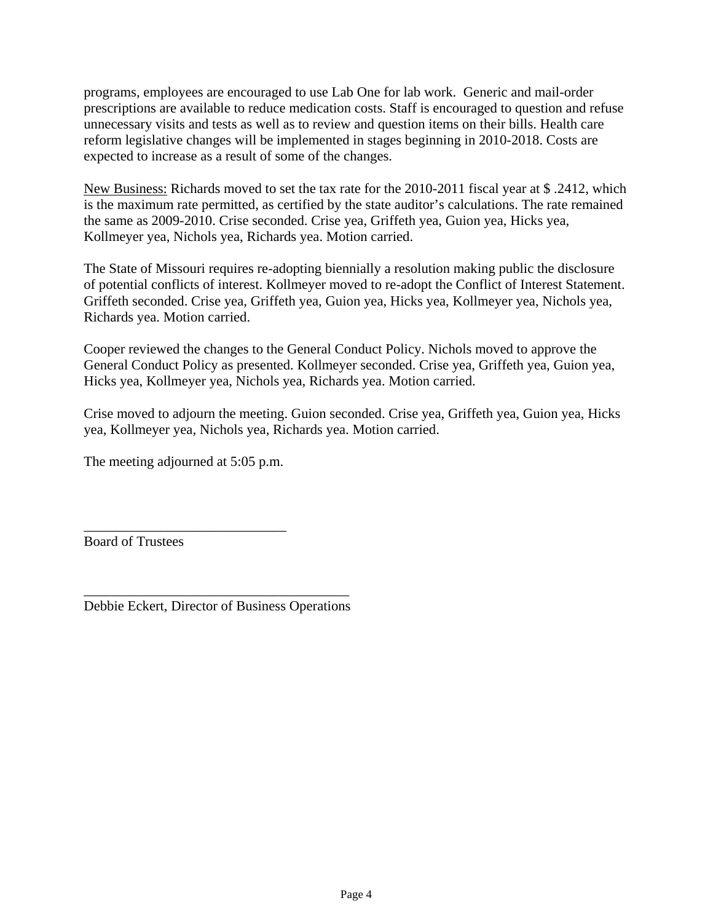programs, employees are encouraged to use Lab One for lab work. Generic and mail-order prescriptions are available to reduce medication costs. Staff is encouraged to question and refuse unnecessary visits and tests as well as to review and question items on their bills. Health care reform legislative changes will be implemented in stages beginning in 2010-2018. Costs are expected to increase as a result of some of the changes.

New Business: Richards moved to set the tax rate for the 2010-2011 fiscal year at $ .2412, which is the maximum rate permitted, as certified by the state auditor's calculations. The rate remained the same as 2009-2010. Crise seconded. Crise yea, Griffeth yea, Guion yea, Hicks yea, Kollmeyer yea, Nichols yea, Richards yea. Motion carried.

The State of Missouri requires re-adopting biennially a resolution making public the disclosure of potential conflicts of interest. Kollmeyer moved to re-adopt the Conflict of Interest Statement. Griffeth seconded. Crise yea, Griffeth yea, Guion yea, Hicks yea, Kollmeyer yea, Nichols yea, Richards yea. Motion carried.

Cooper reviewed the changes to the General Conduct Policy. Nichols moved to approve the General Conduct Policy as presented. Kollmeyer seconded. Crise yea, Griffeth yea, Guion yea, Hicks yea, Kollmeyer yea, Nichols yea, Richards yea. Motion carried.

Crise moved to adjourn the meeting. Guion seconded. Crise yea, Griffeth yea, Guion yea, Hicks yea, Kollmeyer yea, Nichols yea, Richards yea. Motion carried.

The meeting adjourned at 5:05 p.m.

_____________________________
Board of Trustees

_____________________________________
Debbie Eckert, Director of Business Operations